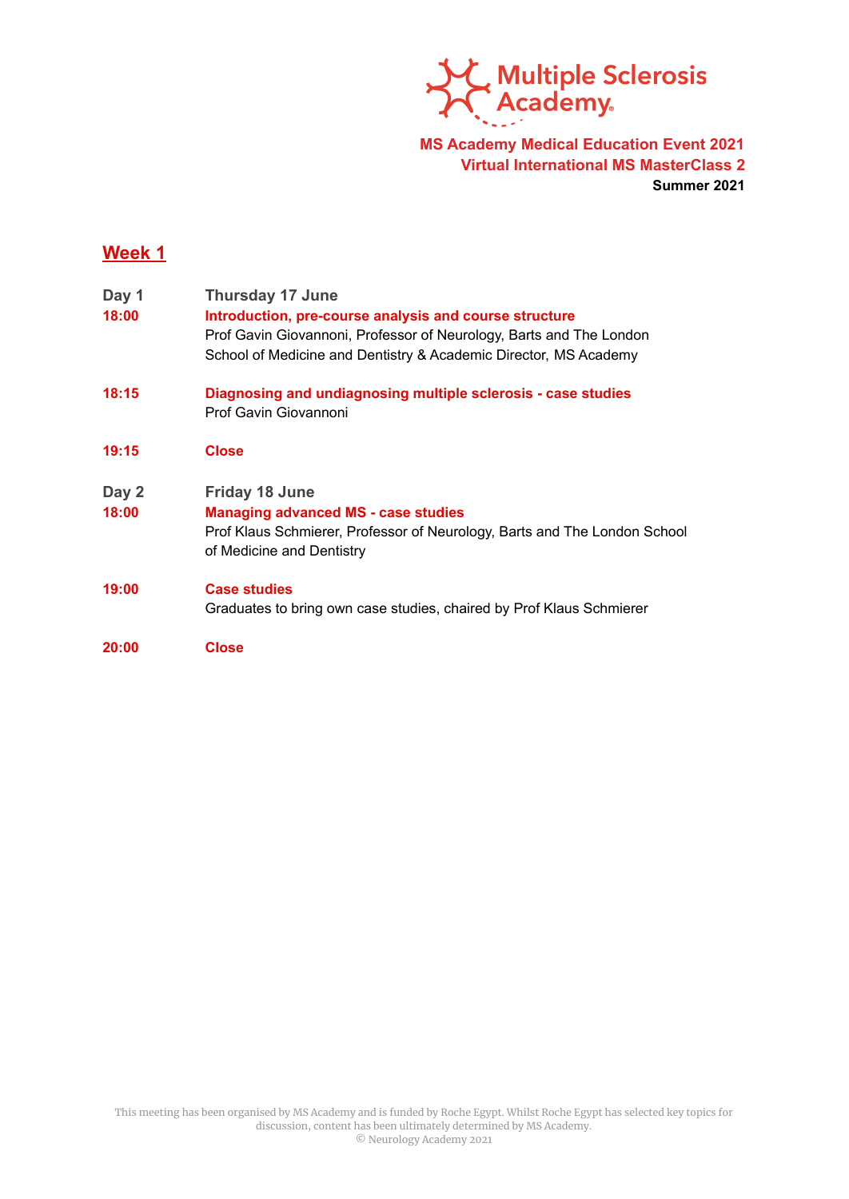Multiple Sclerosis Academy

**MS Academy Medical Education Event 2021**
**Virtual International MS MasterClass 2**
**Summer 2021**

## Week 1

**Day 1** — **Thursday 17 June**

**18:00** — **Introduction, pre-course analysis and course structure**
Prof Gavin Giovannoni, Professor of Neurology, Barts and The London School of Medicine and Dentistry & Academic Director, MS Academy

**18:15** — **Diagnosing and undiagnosing multiple sclerosis - case studies**
Prof Gavin Giovannoni

**19:15** — **Close**

**Day 2** — **Friday 18 June**

**18:00** — **Managing advanced MS - case studies**
Prof Klaus Schmierer, Professor of Neurology, Barts and The London School of Medicine and Dentistry

**19:00** — **Case studies**
Graduates to bring own case studies, chaired by Prof Klaus Schmierer

**20:00** — **Close**

This meeting has been organised by MS Academy and is funded by Roche Egypt. Whilst Roche Egypt has selected key topics for discussion, content has been ultimately determined by MS Academy.
© Neurology Academy 2021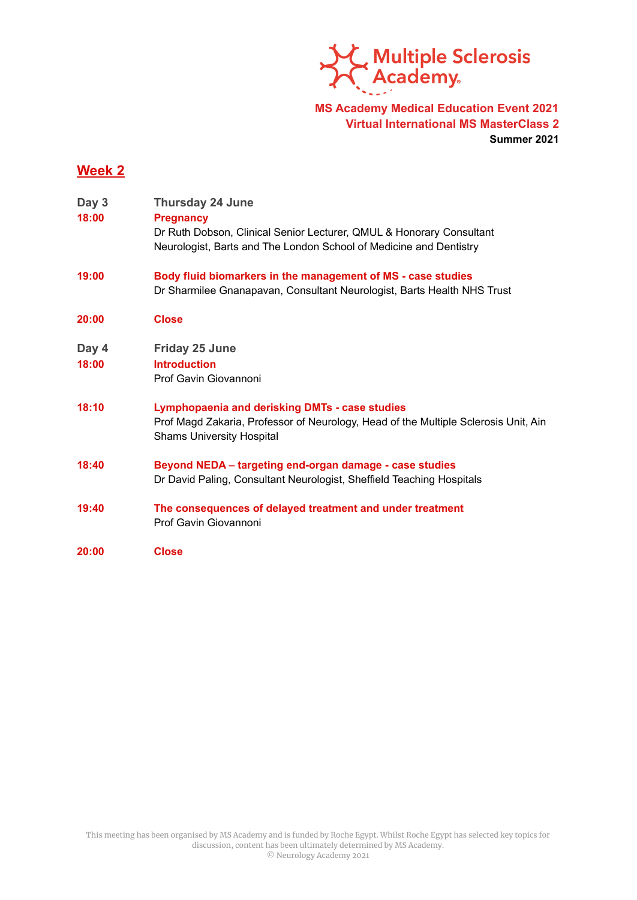**Multiple Sclerosis Academy**

**MS Academy Medical Education Event 2021**
**Virtual International MS MasterClass 2**
**Summer 2021**

## Week 2

**Day 3** — **Thursday 24 June**

**18:00** — **Pregnancy**
Dr Ruth Dobson, Clinical Senior Lecturer, QMUL & Honorary Consultant Neurologist, Barts and The London School of Medicine and Dentistry

**19:00** — **Body fluid biomarkers in the management of MS - case studies**
Dr Sharmilee Gnanapavan, Consultant Neurologist, Barts Health NHS Trust

**20:00** — **Close**

**Day 4** — **Friday 25 June**

**18:00** — **Introduction**
Prof Gavin Giovannoni

**18:10** — **Lymphopaenia and derisking DMTs - case studies**
Prof Magd Zakaria, Professor of Neurology, Head of the Multiple Sclerosis Unit, Ain Shams University Hospital

**18:40** — **Beyond NEDA – targeting end-organ damage - case studies**
Dr David Paling, Consultant Neurologist, Sheffield Teaching Hospitals

**19:40** — **The consequences of delayed treatment and under treatment**
Prof Gavin Giovannoni

**20:00** — **Close**

This meeting has been organised by MS Academy and is funded by Roche Egypt. Whilst Roche Egypt has selected key topics for discussion, content has been ultimately determined by MS Academy.
© Neurology Academy 2021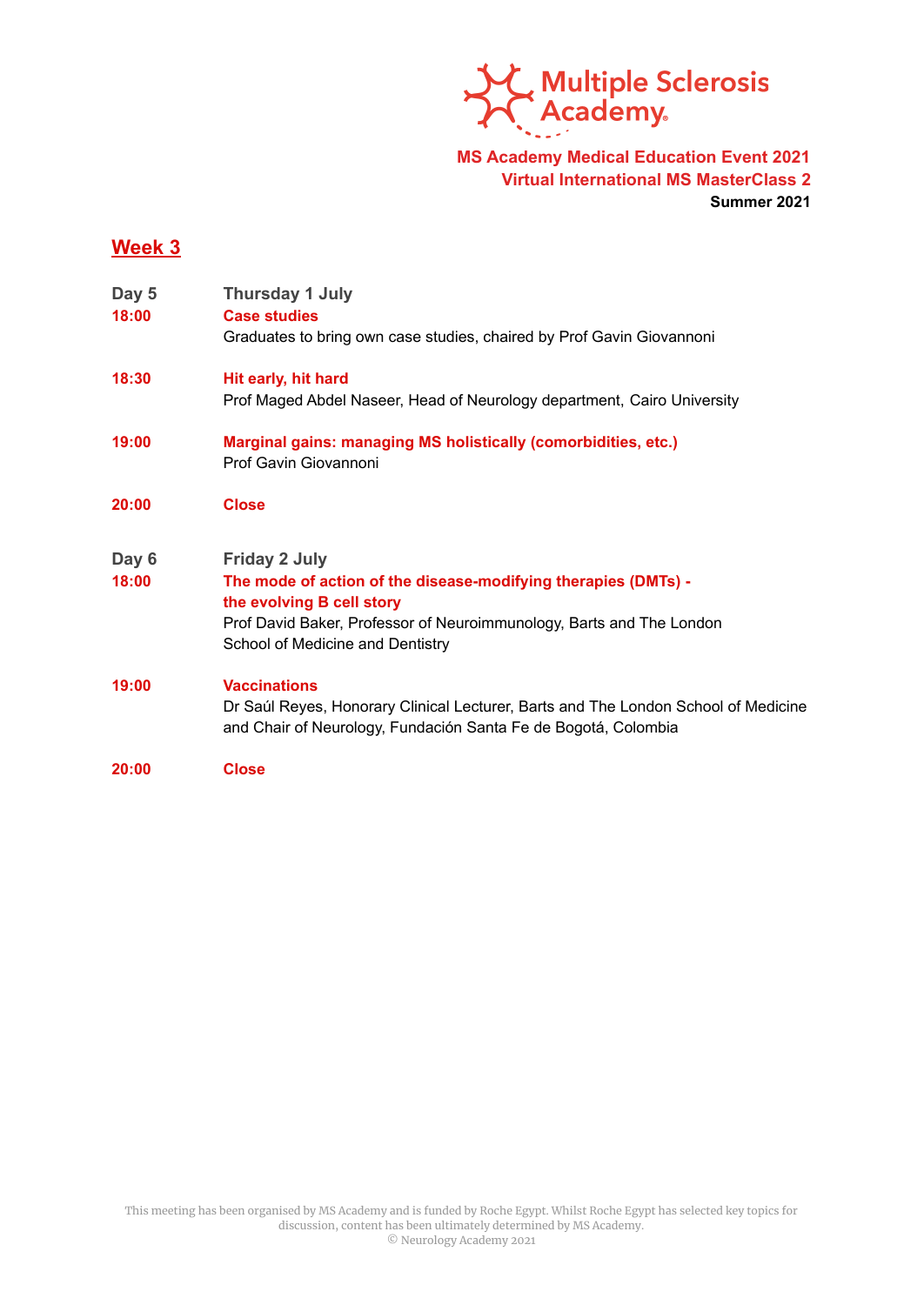Multiple Sclerosis Academy

**MS Academy Medical Education Event 2021**
**Virtual International MS MasterClass 2**
**Summer 2021**

## Week 3

**Day 5** **Thursday 1 July**

**18:00** **Case studies**
Graduates to bring own case studies, chaired by Prof Gavin Giovannoni

**18:30** **Hit early, hit hard**
Prof Maged Abdel Naseer, Head of Neurology department, Cairo University

**19:00** **Marginal gains: managing MS holistically (comorbidities, etc.)**
Prof Gavin Giovannoni

**20:00** **Close**

**Day 6** **Friday 2 July**

**18:00** **The mode of action of the disease-modifying therapies (DMTs) - the evolving B cell story**
Prof David Baker, Professor of Neuroimmunology, Barts and The London School of Medicine and Dentistry

**19:00** **Vaccinations**
Dr Saúl Reyes, Honorary Clinical Lecturer, Barts and The London School of Medicine and Chair of Neurology, Fundación Santa Fe de Bogotá, Colombia

**20:00** **Close**

This meeting has been organised by MS Academy and is funded by Roche Egypt. Whilst Roche Egypt has selected key topics for discussion, content has been ultimately determined by MS Academy.
© Neurology Academy 2021